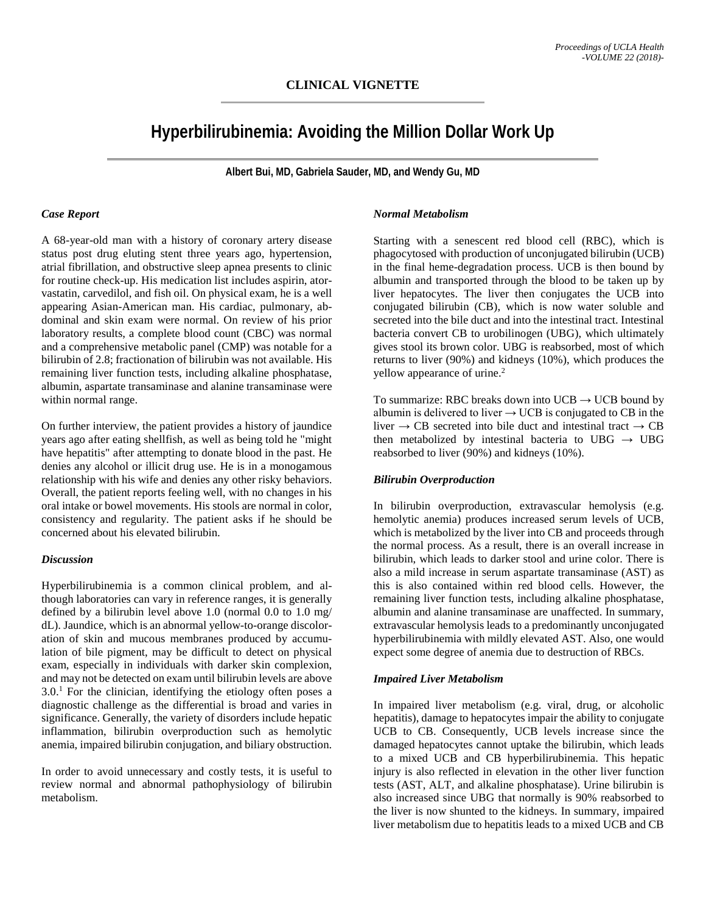CLINICAL VIGNETTE

# Hyperbilirubinemia: Avoiding the Million Dollar Work Up

**Albert Bui, MD, Gabriela Sauder, MD, and Wendy Gu, MD**

### *Case Report*

A 68-year-old man with a history of coronary artery disease status post drug eluting stent three years ago, hypertension, atrial fibrillation, and obstructive sleep apnea presents to clinic for routine check-up. His medication list includes aspirin, atorvastatin, carvedilol, and fish oil. On physical exam, he is a well appearing Asian-American man. His cardiac, pulmonary, abdominal and skin exam were normal. On review of his prior laboratory results, a complete blood count (CBC) was normal and a comprehensive metabolic panel (CMP) was notable for a bilirubin of 2.8; fractionation of bilirubin was not available. His remaining liver function tests, including alkaline phosphatase, albumin, aspartate transaminase and alanine transaminase were within normal range.

On further interview, the patient provides a history of jaundice years ago after eating shellfish, as well as being told he "might have hepatitis" after attempting to donate blood in the past. He denies any alcohol or illicit drug use. He is in a monogamous relationship with his wife and denies any other risky behaviors. Overall, the patient reports feeling well, with no changes in his oral intake or bowel movements. His stools are normal in color, consistency and regularity. The patient asks if he should be concerned about his elevated bilirubin.

### *Discussion*

Hyperbilirubinemia is a common clinical problem, and although laboratories can vary in reference ranges, it is generally defined by a bilirubin level above 1.0 (normal 0.0 to 1.0 mg/dL). Jaundice, which is an abnormal yellow-to-orange discoloration of skin and mucous membranes produced by accumulation of bile pigment, may be difficult to detect on physical exam, especially in individuals with darker skin complexion, and may not be detected on exam until bilirubin levels are above 3.0.[1] For the clinician, identifying the etiology often poses a diagnostic challenge as the differential is broad and varies in significance. Generally, the variety of disorders include hepatic inflammation, bilirubin overproduction such as hemolytic anemia, impaired bilirubin conjugation, and biliary obstruction.

In order to avoid unnecessary and costly tests, it is useful to review normal and abnormal pathophysiology of bilirubin metabolism.

### *Normal Metabolism*

Starting with a senescent red blood cell (RBC), which is phagocytosed with production of unconjugated bilirubin (UCB) in the final heme-degradation process. UCB is then bound by albumin and transported through the blood to be taken up by liver hepatocytes. The liver then conjugates the UCB into conjugated bilirubin (CB), which is now water soluble and secreted into the bile duct and into the intestinal tract. Intestinal bacteria convert CB to urobilinogen (UBG), which ultimately gives stool its brown color. UBG is reabsorbed, most of which returns to liver (90%) and kidneys (10%), which produces the yellow appearance of urine.[2]

To summarize: RBC breaks down into UCB → UCB bound by albumin is delivered to liver → UCB is conjugated to CB in the liver → CB secreted into bile duct and intestinal tract → CB then metabolized by intestinal bacteria to UBG → UBG reabsorbed to liver (90%) and kidneys (10%).

### *Bilirubin Overproduction*

In bilirubin overproduction, extravascular hemolysis (e.g. hemolytic anemia) produces increased serum levels of UCB, which is metabolized by the liver into CB and proceeds through the normal process. As a result, there is an overall increase in bilirubin, which leads to darker stool and urine color. There is also a mild increase in serum aspartate transaminase (AST) as this is also contained within red blood cells. However, the remaining liver function tests, including alkaline phosphatase, albumin and alanine transaminase are unaffected. In summary, extravascular hemolysis leads to a predominantly unconjugated hyperbilirubinemia with mildly elevated AST. Also, one would expect some degree of anemia due to destruction of RBCs.

### *Impaired Liver Metabolism*

In impaired liver metabolism (e.g. viral, drug, or alcoholic hepatitis), damage to hepatocytes impair the ability to conjugate UCB to CB. Consequently, UCB levels increase since the damaged hepatocytes cannot uptake the bilirubin, which leads to a mixed UCB and CB hyperbilirubinemia. This hepatic injury is also reflected in elevation in the other liver function tests (AST, ALT, and alkaline phosphatase). Urine bilirubin is also increased since UBG that normally is 90% reabsorbed to the liver is now shunted to the kidneys. In summary, impaired liver metabolism due to hepatitis leads to a mixed UCB and CB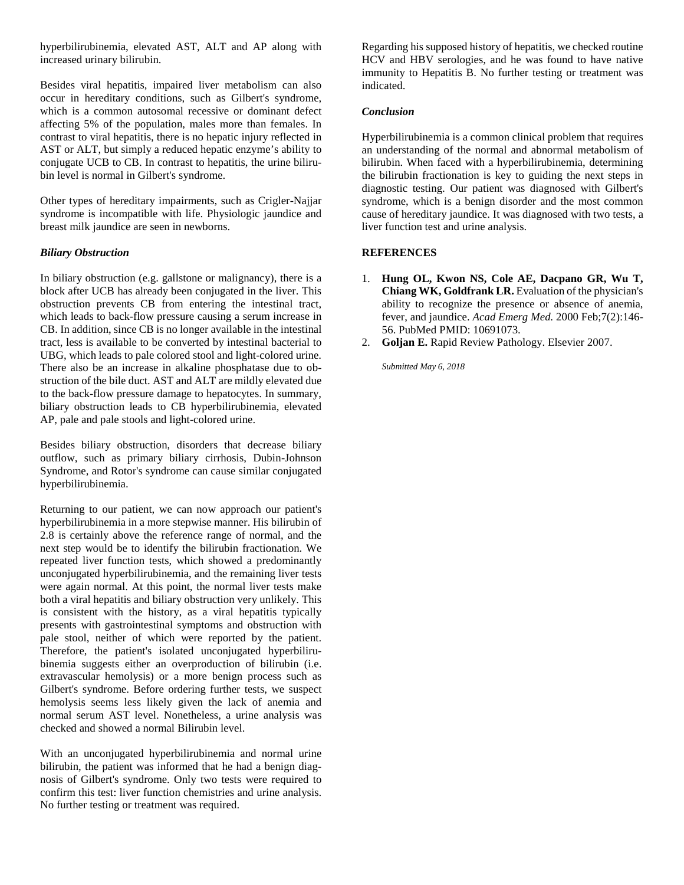hyperbilirubinemia, elevated AST, ALT and AP along with increased urinary bilirubin.

Besides viral hepatitis, impaired liver metabolism can also occur in hereditary conditions, such as Gilbert's syndrome, which is a common autosomal recessive or dominant defect affecting 5% of the population, males more than females. In contrast to viral hepatitis, there is no hepatic injury reflected in AST or ALT, but simply a reduced hepatic enzyme's ability to conjugate UCB to CB. In contrast to hepatitis, the urine bilirubin level is normal in Gilbert's syndrome.

Other types of hereditary impairments, such as Crigler-Najjar syndrome is incompatible with life. Physiologic jaundice and breast milk jaundice are seen in newborns.

### *Biliary Obstruction*

In biliary obstruction (e.g. gallstone or malignancy), there is a block after UCB has already been conjugated in the liver. This obstruction prevents CB from entering the intestinal tract, which leads to back-flow pressure causing a serum increase in CB. In addition, since CB is no longer available in the intestinal tract, less is available to be converted by intestinal bacterial to UBG, which leads to pale colored stool and light-colored urine. There also be an increase in alkaline phosphatase due to obstruction of the bile duct. AST and ALT are mildly elevated due to the back-flow pressure damage to hepatocytes. In summary, biliary obstruction leads to CB hyperbilirubinemia, elevated AP, pale and pale stools and light-colored urine.

Besides biliary obstruction, disorders that decrease biliary outflow, such as primary biliary cirrhosis, Dubin-Johnson Syndrome, and Rotor's syndrome can cause similar conjugated hyperbilirubinemia.

Returning to our patient, we can now approach our patient's hyperbilirubinemia in a more stepwise manner. His bilirubin of 2.8 is certainly above the reference range of normal, and the next step would be to identify the bilirubin fractionation. We repeated liver function tests, which showed a predominantly unconjugated hyperbilirubinemia, and the remaining liver tests were again normal. At this point, the normal liver tests make both a viral hepatitis and biliary obstruction very unlikely. This is consistent with the history, as a viral hepatitis typically presents with gastrointestinal symptoms and obstruction with pale stool, neither of which were reported by the patient. Therefore, the patient's isolated unconjugated hyperbilirubinemia suggests either an overproduction of bilirubin (i.e. extravascular hemolysis) or a more benign process such as Gilbert's syndrome. Before ordering further tests, we suspect hemolysis seems less likely given the lack of anemia and normal serum AST level. Nonetheless, a urine analysis was checked and showed a normal Bilirubin level.

With an unconjugated hyperbilirubinemia and normal urine bilirubin, the patient was informed that he had a benign diagnosis of Gilbert's syndrome. Only two tests were required to confirm this test: liver function chemistries and urine analysis. No further testing or treatment was required.

Regarding his supposed history of hepatitis, we checked routine HCV and HBV serologies, and he was found to have native immunity to Hepatitis B. No further testing or treatment was indicated.

### *Conclusion*

Hyperbilirubinemia is a common clinical problem that requires an understanding of the normal and abnormal metabolism of bilirubin. When faced with a hyperbilirubinemia, determining the bilirubin fractionation is key to guiding the next steps in diagnostic testing. Our patient was diagnosed with Gilbert's syndrome, which is a benign disorder and the most common cause of hereditary jaundice. It was diagnosed with two tests, a liver function test and urine analysis.

## REFERENCES

1. **Hung OL, Kwon NS, Cole AE, Dacpano GR, Wu T, Chiang WK, Goldfrank LR.** Evaluation of the physician's ability to recognize the presence or absence of anemia, fever, and jaundice. *Acad Emerg Med.* 2000 Feb;7(2):146-56. PubMed PMID: 10691073.
2. **Goljan E.** Rapid Review Pathology. Elsevier 2007.

*Submitted May 6, 2018*